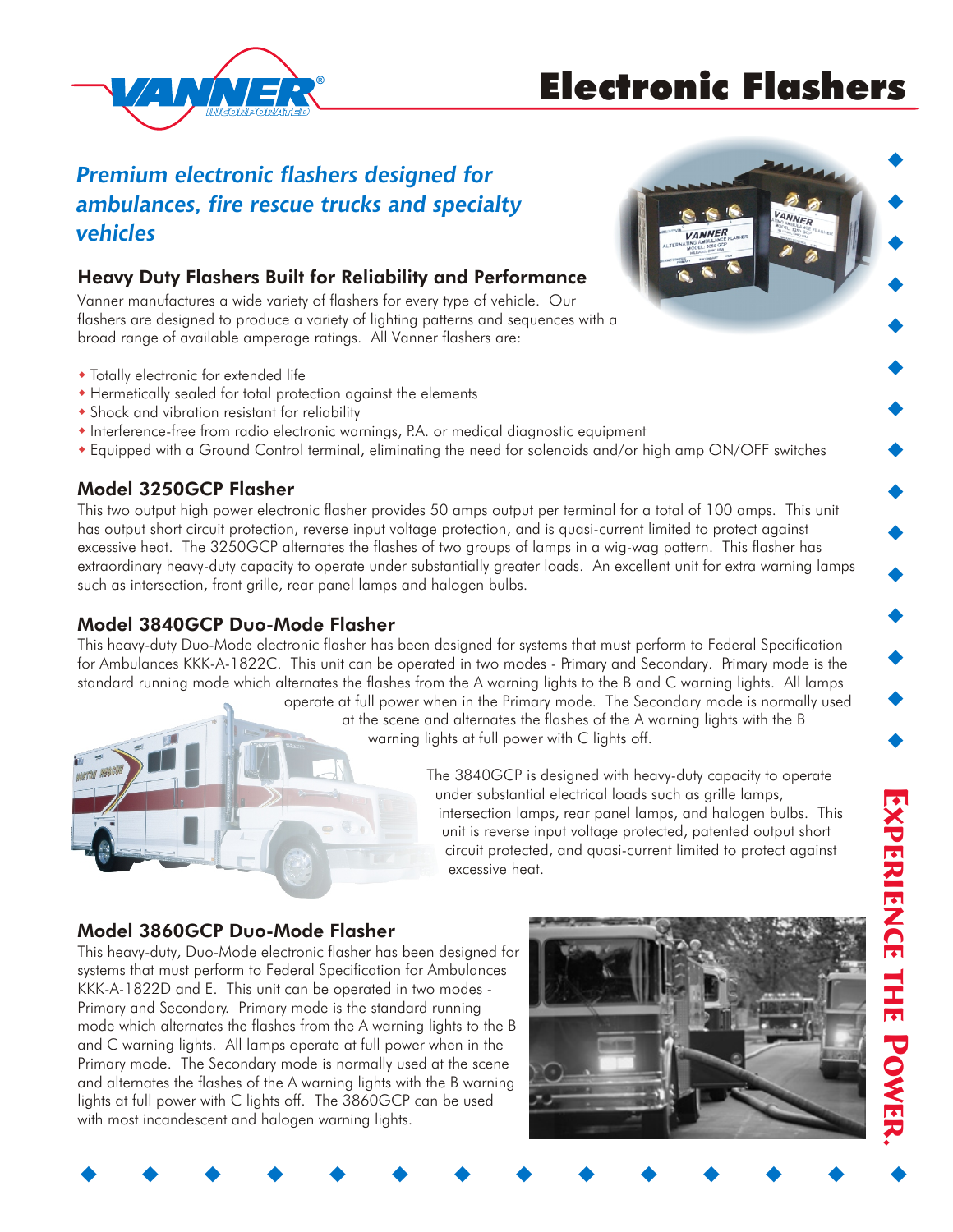# Electronic Flashers

*Premium electronic flashers designed for ambulances, fire rescue trucks and specialty vehicles*

## Heavy Duty Flashers Built for Reliability and Performance

Vanner manufactures a wide variety of flashers for every type of vehicle. Our flashers are designed to produce a variety of lighting patterns and sequences with a broad range of available amperage ratings. All Vanner flashers are:

- Totally electronic for extended life
- Hermetically sealed for total protection against the elements
- Shock and vibration resistant for reliability
- Interference-free from radio electronic warnings, P.A. or medical diagnostic equipment
- Equipped with a Ground Control terminal, eliminating the need for solenoids and/or high amp ON/OFF switches

## Model 3250GCP Flasher

This two output high power electronic flasher provides 50 amps output per terminal for a total of 100 amps. This unit has output short circuit protection, reverse input voltage protection, and is quasi-current limited to protect against excessive heat. The 3250GCP alternates the flashes of two groups of lamps in a wig-wag pattern. This flasher has extraordinary heavy-duty capacity to operate under substantially greater loads. An excellent unit for extra warning lamps such as intersection, front grille, rear panel lamps and halogen bulbs.

## Model 3840GCP Duo-Mode Flasher

This heavy-duty Duo-Mode electronic flasher has been designed for systems that must perform to Federal Specification for Ambulances KKK-A-1822C. This unit can be operated in two modes - Primary and Secondary. Primary mode is the standard running mode which alternates the flashes from the A warning lights to the B and C warning lights. All lamps operate at full power when in the Primary mode. The Secondary mode is normally used at the scene and alternates the flashes of the A warning lights with the B warning lights at full power with C lights off.

The 3840GCP is designed with heavy-duty capacity to operate under substantial electrical loads such as grille lamps, intersection lamps, rear panel lamps, and halogen bulbs. This unit is reverse input voltage protected, patented output short circuit protected, and quasi-current limited to protect against excessive heat.

## Model 3860GCP Duo-Mode Flasher

This heavy-duty, Duo-Mode electronic flasher has been designed for systems that must perform to Federal Specification for Ambulances KKK-A-1822D and E. This unit can be operated in two modes - Primary and Secondary. Primary mode is the standard running mode which alternates the flashes from the A warning lights to the B and C warning lights. All lamps operate at full power when in the Primary mode. The Secondary mode is normally used at the scene and alternates the flashes of the A warning lights with the B warning lights at full power with C lights off. The 3860GCP can be used with most incandescent and halogen warning lights.

EXPERIENCE THE POWER.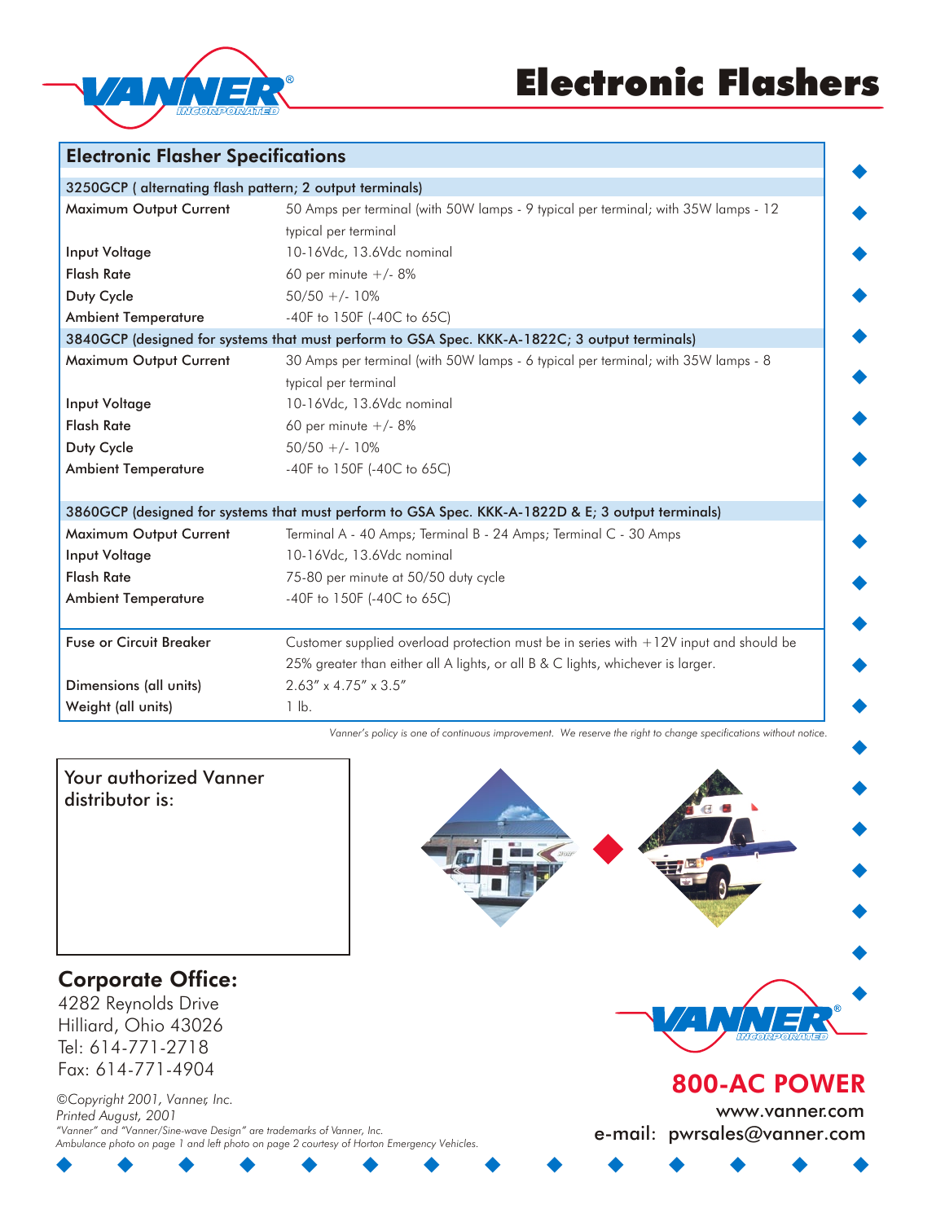# Electronic Flashers

| Electronic Flasher Specifications | |
|---|---|
| **3250GCP ( alternating flash pattern; 2 output terminals)** | |
| Maximum Output Current | 50 Amps per terminal (with 50W lamps - 9 typical per terminal; with 35W lamps - 12 typical per terminal |
| Input Voltage | 10-16Vdc, 13.6Vdc nominal |
| Flash Rate | 60 per minute +/- 8% |
| Duty Cycle | 50/50 +/- 10% |
| Ambient Temperature | -40F to 150F (-40C to 65C) |
| **3840GCP (designed for systems that must perform to GSA Spec. KKK-A-1822C; 3 output terminals)** | |
| Maximum Output Current | 30 Amps per terminal (with 50W lamps - 6 typical per terminal; with 35W lamps - 8 typical per terminal |
| Input Voltage | 10-16Vdc, 13.6Vdc nominal |
| Flash Rate | 60 per minute +/- 8% |
| Duty Cycle | 50/50 +/- 10% |
| Ambient Temperature | -40F to 150F (-40C to 65C) |
| **3860GCP (designed for systems that must perform to GSA Spec. KKK-A-1822D & E; 3 output terminals)** | |
| Maximum Output Current | Terminal A - 40 Amps; Terminal B - 24 Amps; Terminal C - 30 Amps |
| Input Voltage | 10-16Vdc, 13.6Vdc nominal |
| Flash Rate | 75-80 per minute at 50/50 duty cycle |
| Ambient Temperature | -40F to 150F (-40C to 65C) |
| Fuse or Circuit Breaker | Customer supplied overload protection must be in series with +12V input and should be 25% greater than either all A lights, or all B & C lights, whichever is larger. |
| Dimensions (all units) | 2.63" x 4.75" x 3.5" |
| Weight (all units) | 1 lb. |

*Vanner's policy is one of continuous improvement. We reserve the right to change specifications without notice.*

Your authorized Vanner distributor is:

## Corporate Office:

4282 Reynolds Drive
Hilliard, Ohio 43026
Tel: 614-771-2718
Fax: 614-771-4904

**800-AC POWER**
www.vanner.com
e-mail: pwrsales@vanner.com

*©Copyright 2001, Vanner, Inc.*
*Printed August, 2001*
*"Vanner" and "Vanner/Sine-wave Design" are trademarks of Vanner, Inc.*
*Ambulance photo on page 1 and left photo on page 2 courtesy of Horton Emergency Vehicles.*